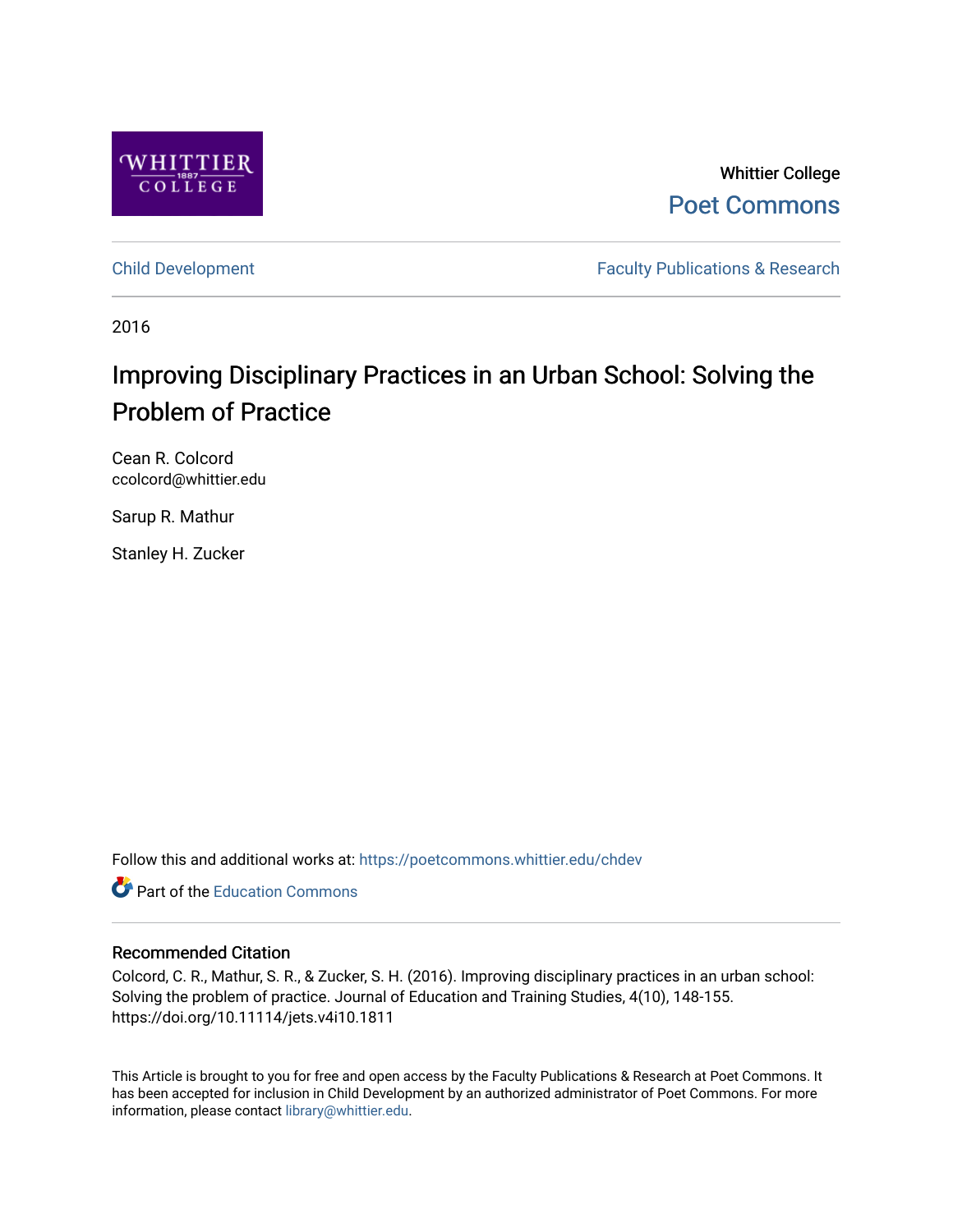Whittier College

Poet Commons

Child Development

Faculty Publications & Research

2016

# Improving Disciplinary Practices in an Urban School: Solving the Problem of Practice

Cean R. Colcord
ccolcord@whittier.edu

Sarup R. Mathur

Stanley H. Zucker

Follow this and additional works at: https://poetcommons.whittier.edu/chdev

Part of the Education Commons

## Recommended Citation

Colcord, C. R., Mathur, S. R., & Zucker, S. H. (2016). Improving disciplinary practices in an urban school: Solving the problem of practice. Journal of Education and Training Studies, 4(10), 148-155. https://doi.org/10.11114/jets.v4i10.1811

This Article is brought to you for free and open access by the Faculty Publications & Research at Poet Commons. It has been accepted for inclusion in Child Development by an authorized administrator of Poet Commons. For more information, please contact library@whittier.edu.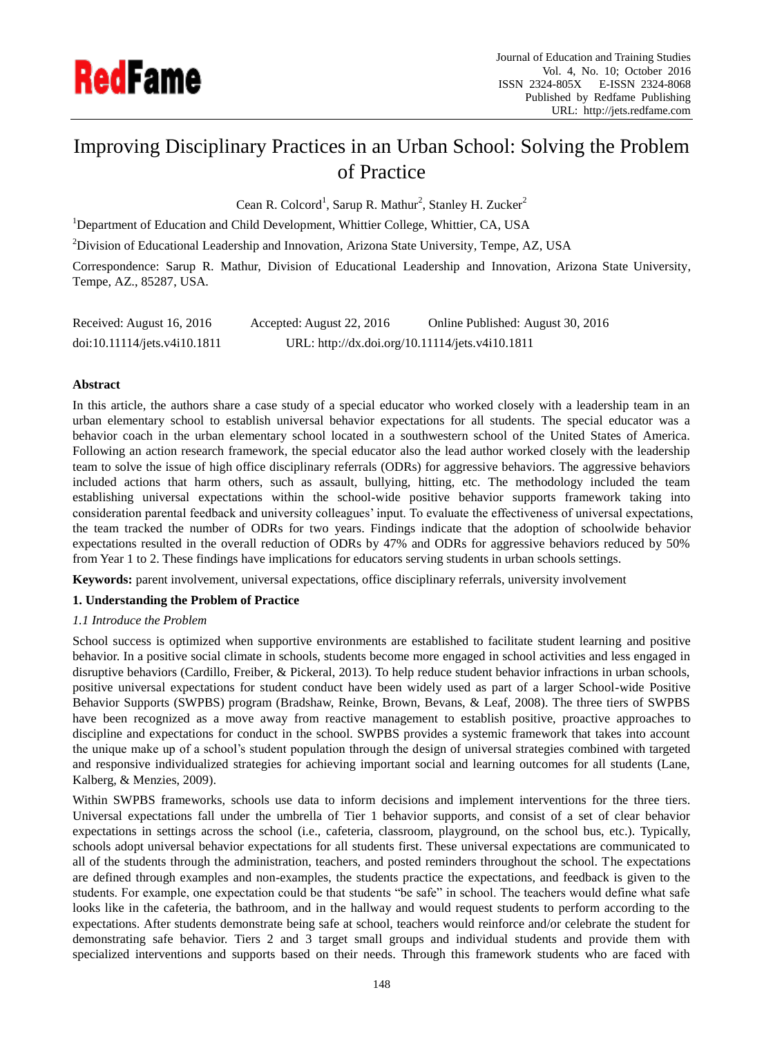# Improving Disciplinary Practices in an Urban School: Solving the Problem of Practice

Cean R. Colcord[1], Sarup R. Mathur[2], Stanley H. Zucker[2]

[1]Department of Education and Child Development, Whittier College, Whittier, CA, USA

[2]Division of Educational Leadership and Innovation, Arizona State University, Tempe, AZ, USA

Correspondence: Sarup R. Mathur, Division of Educational Leadership and Innovation, Arizona State University, Tempe, AZ., 85287, USA.

Received: August 16, 2016 Accepted: August 22, 2016 Online Published: August 30, 2016

doi:10.11114/jets.v4i10.1811 URL: http://dx.doi.org/10.11114/jets.v4i10.1811

**Abstract**

In this article, the authors share a case study of a special educator who worked closely with a leadership team in an urban elementary school to establish universal behavior expectations for all students. The special educator was a behavior coach in the urban elementary school located in a southwestern school of the United States of America. Following an action research framework, the special educator also the lead author worked closely with the leadership team to solve the issue of high office disciplinary referrals (ODRs) for aggressive behaviors. The aggressive behaviors included actions that harm others, such as assault, bullying, hitting, etc. The methodology included the team establishing universal expectations within the school-wide positive behavior supports framework taking into consideration parental feedback and university colleagues' input. To evaluate the effectiveness of universal expectations, the team tracked the number of ODRs for two years. Findings indicate that the adoption of schoolwide behavior expectations resulted in the overall reduction of ODRs by 47% and ODRs for aggressive behaviors reduced by 50% from Year 1 to 2. These findings have implications for educators serving students in urban schools settings.

**Keywords:** parent involvement, universal expectations, office disciplinary referrals, university involvement

## 1. Understanding the Problem of Practice

### *1.1 Introduce the Problem*

School success is optimized when supportive environments are established to facilitate student learning and positive behavior. In a positive social climate in schools, students become more engaged in school activities and less engaged in disruptive behaviors (Cardillo, Freiber, & Pickeral, 2013). To help reduce student behavior infractions in urban schools, positive universal expectations for student conduct have been widely used as part of a larger School-wide Positive Behavior Supports (SWPBS) program (Bradshaw, Reinke, Brown, Bevans, & Leaf, 2008). The three tiers of SWPBS have been recognized as a move away from reactive management to establish positive, proactive approaches to discipline and expectations for conduct in the school. SWPBS provides a systemic framework that takes into account the unique make up of a school's student population through the design of universal strategies combined with targeted and responsive individualized strategies for achieving important social and learning outcomes for all students (Lane, Kalberg, & Menzies, 2009).

Within SWPBS frameworks, schools use data to inform decisions and implement interventions for the three tiers. Universal expectations fall under the umbrella of Tier 1 behavior supports, and consist of a set of clear behavior expectations in settings across the school (i.e., cafeteria, classroom, playground, on the school bus, etc.). Typically, schools adopt universal behavior expectations for all students first. These universal expectations are communicated to all of the students through the administration, teachers, and posted reminders throughout the school. The expectations are defined through examples and non-examples, the students practice the expectations, and feedback is given to the students. For example, one expectation could be that students "be safe" in school. The teachers would define what safe looks like in the cafeteria, the bathroom, and in the hallway and would request students to perform according to the expectations. After students demonstrate being safe at school, teachers would reinforce and/or celebrate the student for demonstrating safe behavior. Tiers 2 and 3 target small groups and individual students and provide them with specialized interventions and supports based on their needs. Through this framework students who are faced with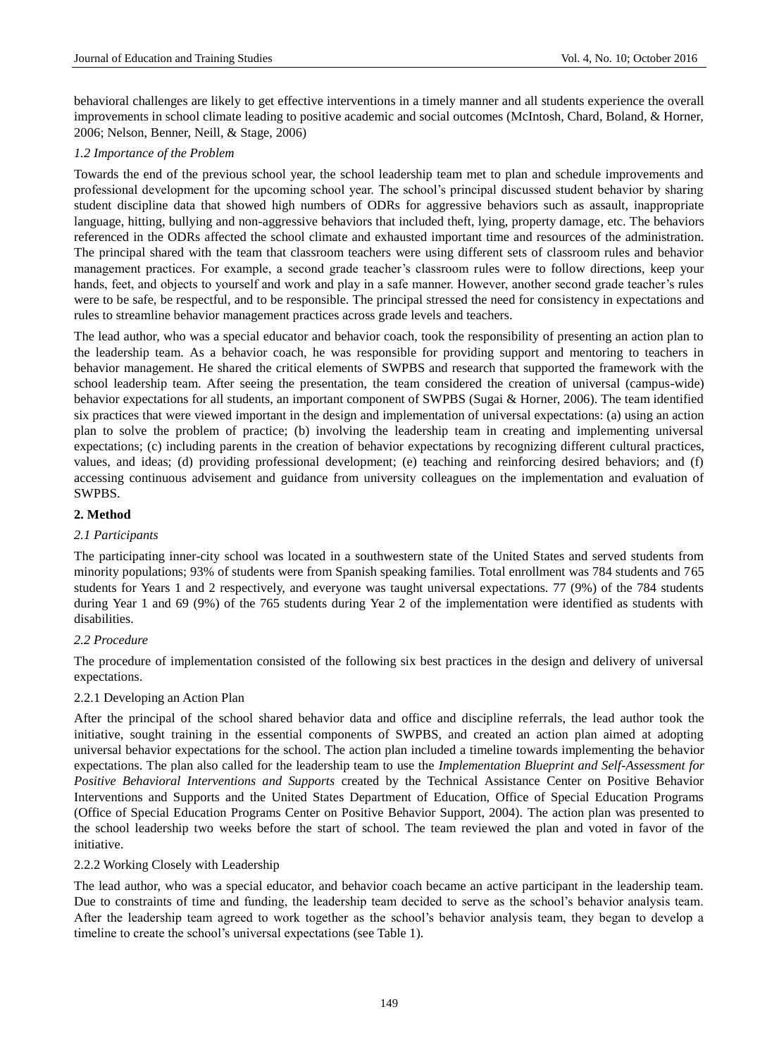behavioral challenges are likely to get effective interventions in a timely manner and all students experience the overall improvements in school climate leading to positive academic and social outcomes (McIntosh, Chard, Boland, & Horner, 2006; Nelson, Benner, Neill, & Stage, 2006)

*1.2 Importance of the Problem*

Towards the end of the previous school year, the school leadership team met to plan and schedule improvements and professional development for the upcoming school year. The school's principal discussed student behavior by sharing student discipline data that showed high numbers of ODRs for aggressive behaviors such as assault, inappropriate language, hitting, bullying and non-aggressive behaviors that included theft, lying, property damage, etc. The behaviors referenced in the ODRs affected the school climate and exhausted important time and resources of the administration. The principal shared with the team that classroom teachers were using different sets of classroom rules and behavior management practices. For example, a second grade teacher's classroom rules were to follow directions, keep your hands, feet, and objects to yourself and work and play in a safe manner. However, another second grade teacher's rules were to be safe, be respectful, and to be responsible. The principal stressed the need for consistency in expectations and rules to streamline behavior management practices across grade levels and teachers.

The lead author, who was a special educator and behavior coach, took the responsibility of presenting an action plan to the leadership team. As a behavior coach, he was responsible for providing support and mentoring to teachers in behavior management. He shared the critical elements of SWPBS and research that supported the framework with the school leadership team. After seeing the presentation, the team considered the creation of universal (campus-wide) behavior expectations for all students, an important component of SWPBS (Sugai & Horner, 2006). The team identified six practices that were viewed important in the design and implementation of universal expectations: (a) using an action plan to solve the problem of practice; (b) involving the leadership team in creating and implementing universal expectations; (c) including parents in the creation of behavior expectations by recognizing different cultural practices, values, and ideas; (d) providing professional development; (e) teaching and reinforcing desired behaviors; and (f) accessing continuous advisement and guidance from university colleagues on the implementation and evaluation of SWPBS.

## 2. Method

*2.1 Participants*

The participating inner-city school was located in a southwestern state of the United States and served students from minority populations; 93% of students were from Spanish speaking families. Total enrollment was 784 students and 765 students for Years 1 and 2 respectively, and everyone was taught universal expectations. 77 (9%) of the 784 students during Year 1 and 69 (9%) of the 765 students during Year 2 of the implementation were identified as students with disabilities.

*2.2 Procedure*

The procedure of implementation consisted of the following six best practices in the design and delivery of universal expectations.

2.2.1 Developing an Action Plan

After the principal of the school shared behavior data and office and discipline referrals, the lead author took the initiative, sought training in the essential components of SWPBS, and created an action plan aimed at adopting universal behavior expectations for the school. The action plan included a timeline towards implementing the behavior expectations. The plan also called for the leadership team to use the *Implementation Blueprint and Self-Assessment for Positive Behavioral Interventions and Supports* created by the Technical Assistance Center on Positive Behavior Interventions and Supports and the United States Department of Education, Office of Special Education Programs (Office of Special Education Programs Center on Positive Behavior Support, 2004). The action plan was presented to the school leadership two weeks before the start of school. The team reviewed the plan and voted in favor of the initiative.

2.2.2 Working Closely with Leadership

The lead author, who was a special educator, and behavior coach became an active participant in the leadership team. Due to constraints of time and funding, the leadership team decided to serve as the school's behavior analysis team. After the leadership team agreed to work together as the school's behavior analysis team, they began to develop a timeline to create the school's universal expectations (see Table 1).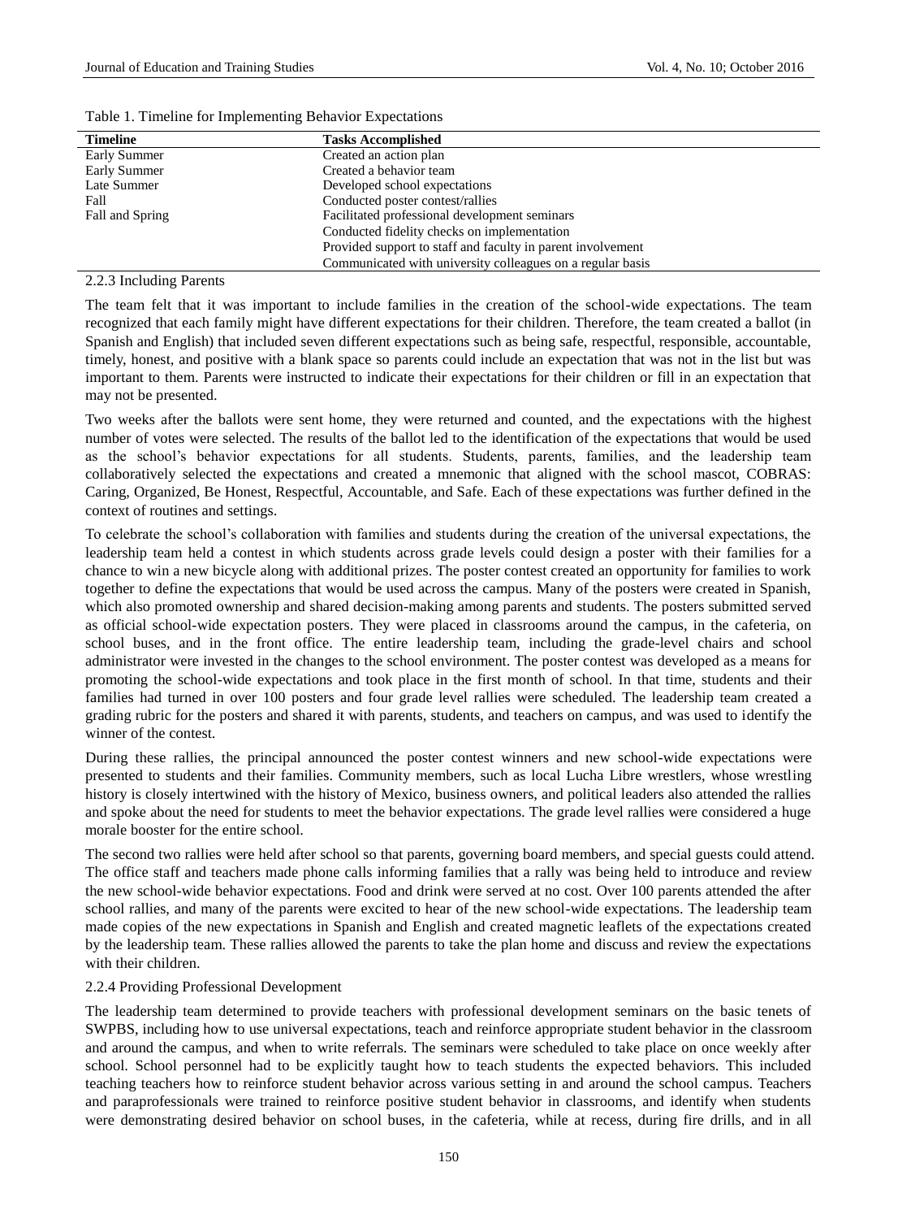Table 1. Timeline for Implementing Behavior Expectations

| Timeline | Tasks Accomplished |
|---|---|
| Early Summer | Created an action plan |
| Early Summer | Created a behavior team |
| Late Summer | Developed school expectations |
| Fall | Conducted poster contest/rallies |
| Fall and Spring | Facilitated professional development seminars |
| | Conducted fidelity checks on implementation |
| | Provided support to staff and faculty in parent involvement |
| | Communicated with university colleagues on a regular basis |

#### 2.2.3 Including Parents

The team felt that it was important to include families in the creation of the school-wide expectations. The team recognized that each family might have different expectations for their children. Therefore, the team created a ballot (in Spanish and English) that included seven different expectations such as being safe, respectful, responsible, accountable, timely, honest, and positive with a blank space so parents could include an expectation that was not in the list but was important to them. Parents were instructed to indicate their expectations for their children or fill in an expectation that may not be presented.

Two weeks after the ballots were sent home, they were returned and counted, and the expectations with the highest number of votes were selected. The results of the ballot led to the identification of the expectations that would be used as the school's behavior expectations for all students. Students, parents, families, and the leadership team collaboratively selected the expectations and created a mnemonic that aligned with the school mascot, COBRAS: Caring, Organized, Be Honest, Respectful, Accountable, and Safe. Each of these expectations was further defined in the context of routines and settings.

To celebrate the school's collaboration with families and students during the creation of the universal expectations, the leadership team held a contest in which students across grade levels could design a poster with their families for a chance to win a new bicycle along with additional prizes. The poster contest created an opportunity for families to work together to define the expectations that would be used across the campus. Many of the posters were created in Spanish, which also promoted ownership and shared decision-making among parents and students. The posters submitted served as official school-wide expectation posters. They were placed in classrooms around the campus, in the cafeteria, on school buses, and in the front office. The entire leadership team, including the grade-level chairs and school administrator were invested in the changes to the school environment. The poster contest was developed as a means for promoting the school-wide expectations and took place in the first month of school. In that time, students and their families had turned in over 100 posters and four grade level rallies were scheduled. The leadership team created a grading rubric for the posters and shared it with parents, students, and teachers on campus, and was used to identify the winner of the contest.

During these rallies, the principal announced the poster contest winners and new school-wide expectations were presented to students and their families. Community members, such as local Lucha Libre wrestlers, whose wrestling history is closely intertwined with the history of Mexico, business owners, and political leaders also attended the rallies and spoke about the need for students to meet the behavior expectations. The grade level rallies were considered a huge morale booster for the entire school.

The second two rallies were held after school so that parents, governing board members, and special guests could attend. The office staff and teachers made phone calls informing families that a rally was being held to introduce and review the new school-wide behavior expectations. Food and drink were served at no cost. Over 100 parents attended the after school rallies, and many of the parents were excited to hear of the new school-wide expectations. The leadership team made copies of the new expectations in Spanish and English and created magnetic leaflets of the expectations created by the leadership team. These rallies allowed the parents to take the plan home and discuss and review the expectations with their children.

#### 2.2.4 Providing Professional Development

The leadership team determined to provide teachers with professional development seminars on the basic tenets of SWPBS, including how to use universal expectations, teach and reinforce appropriate student behavior in the classroom and around the campus, and when to write referrals. The seminars were scheduled to take place on once weekly after school. School personnel had to be explicitly taught how to teach students the expected behaviors. This included teaching teachers how to reinforce student behavior across various setting in and around the school campus. Teachers and paraprofessionals were trained to reinforce positive student behavior in classrooms, and identify when students were demonstrating desired behavior on school buses, in the cafeteria, while at recess, during fire drills, and in all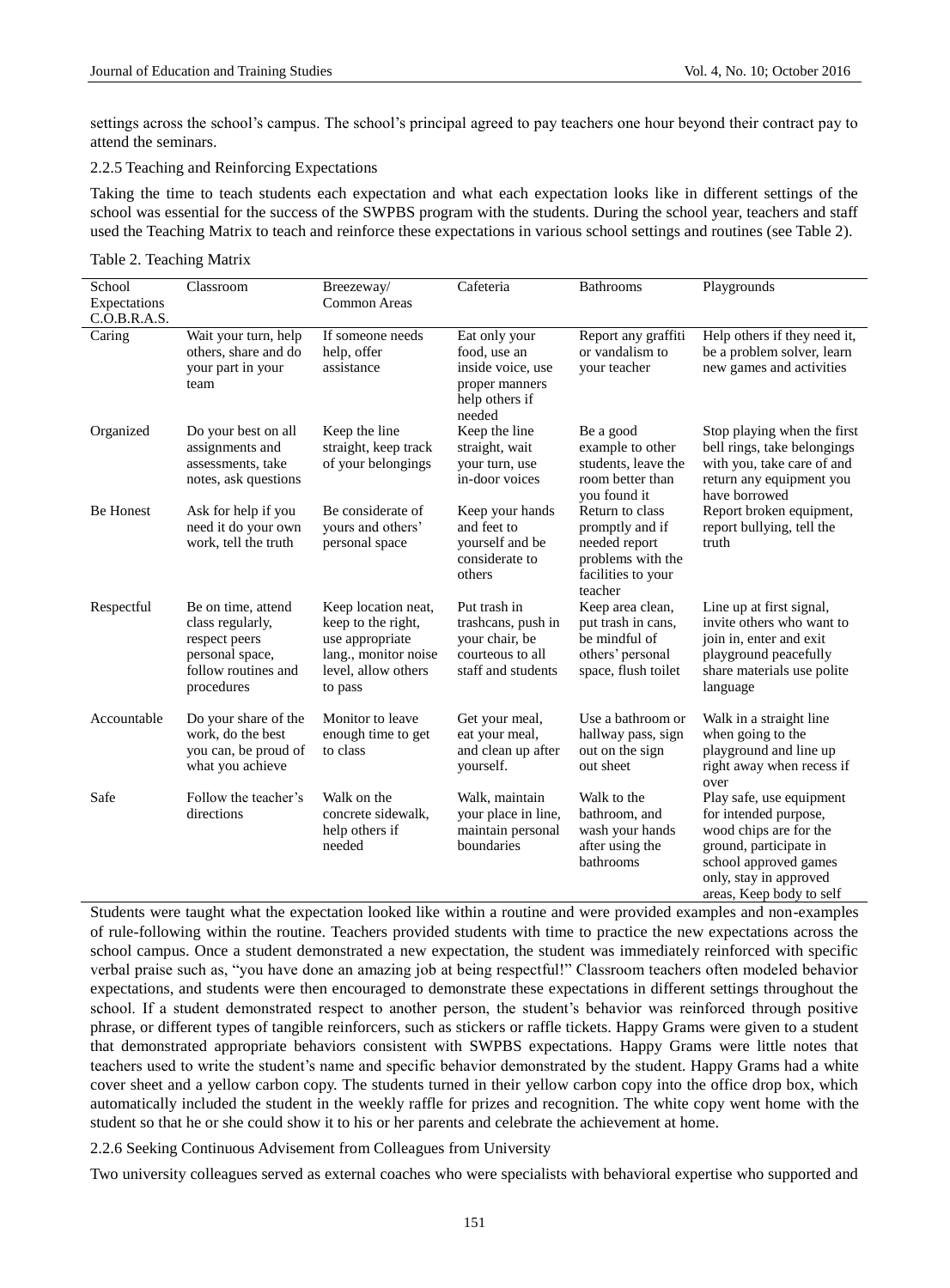settings across the school's campus. The school's principal agreed to pay teachers one hour beyond their contract pay to attend the seminars.

#### 2.2.5 Teaching and Reinforcing Expectations

Taking the time to teach students each expectation and what each expectation looks like in different settings of the school was essential for the success of the SWPBS program with the students. During the school year, teachers and staff used the Teaching Matrix to teach and reinforce these expectations in various school settings and routines (see Table 2).

Table 2. Teaching Matrix

| School Expectations C.O.B.R.A.S. | Classroom | Breezeway/ Common Areas | Cafeteria | Bathrooms | Playgrounds |
|---|---|---|---|---|---|
| Caring | Wait your turn, help others, share and do your part in your team | If someone needs help, offer assistance | Eat only your food, use an inside voice, use proper manners help others if needed | Report any graffiti or vandalism to your teacher | Help others if they need it, be a problem solver, learn new games and activities |
| Organized | Do your best on all assignments and assessments, take notes, ask questions | Keep the line straight, keep track of your belongings | Keep the line straight, wait your turn, use in-door voices | Be a good example to other students, leave the room better than you found it | Stop playing when the first bell rings, take belongings with you, take care of and return any equipment you have borrowed |
| Be Honest | Ask for help if you need it do your own work, tell the truth | Be considerate of yours and others' personal space | Keep your hands and feet to yourself and be considerate to others | Return to class promptly and if needed report problems with the facilities to your teacher | Report broken equipment, report bullying, tell the truth |
| Respectful | Be on time, attend class regularly, respect peers personal space, follow routines and procedures | Keep location neat, keep to the right, use appropriate lang., monitor noise level, allow others to pass | Put trash in trashcans, push in your chair, be courteous to all staff and students | Keep area clean, put trash in cans, be mindful of others' personal space, flush toilet | Line up at first signal, invite others who want to join in, enter and exit playground peacefully share materials use polite language |
| Accountable | Do your share of the work, do the best you can, be proud of what you achieve | Monitor to leave enough time to get to class | Get your meal, eat your meal, and clean up after yourself. | Use a bathroom or hallway pass, sign out on the sign out sheet | Walk in a straight line when going to the playground and line up right away when recess if over |
| Safe | Follow the teacher's directions | Walk on the concrete sidewalk, help others if needed | Walk, maintain your place in line, maintain personal boundaries | Walk to the bathroom, and wash your hands after using the bathrooms | Play safe, use equipment for intended purpose, wood chips are for the ground, participate in school approved games only, stay in approved areas, Keep body to self |

Students were taught what the expectation looked like within a routine and were provided examples and non-examples of rule-following within the routine. Teachers provided students with time to practice the new expectations across the school campus. Once a student demonstrated a new expectation, the student was immediately reinforced with specific verbal praise such as, "you have done an amazing job at being respectful!" Classroom teachers often modeled behavior expectations, and students were then encouraged to demonstrate these expectations in different settings throughout the school. If a student demonstrated respect to another person, the student's behavior was reinforced through positive phrase, or different types of tangible reinforcers, such as stickers or raffle tickets. Happy Grams were given to a student that demonstrated appropriate behaviors consistent with SWPBS expectations. Happy Grams were little notes that teachers used to write the student's name and specific behavior demonstrated by the student. Happy Grams had a white cover sheet and a yellow carbon copy. The students turned in their yellow carbon copy into the office drop box, which automatically included the student in the weekly raffle for prizes and recognition. The white copy went home with the student so that he or she could show it to his or her parents and celebrate the achievement at home.

#### 2.2.6 Seeking Continuous Advisement from Colleagues from University

Two university colleagues served as external coaches who were specialists with behavioral expertise who supported and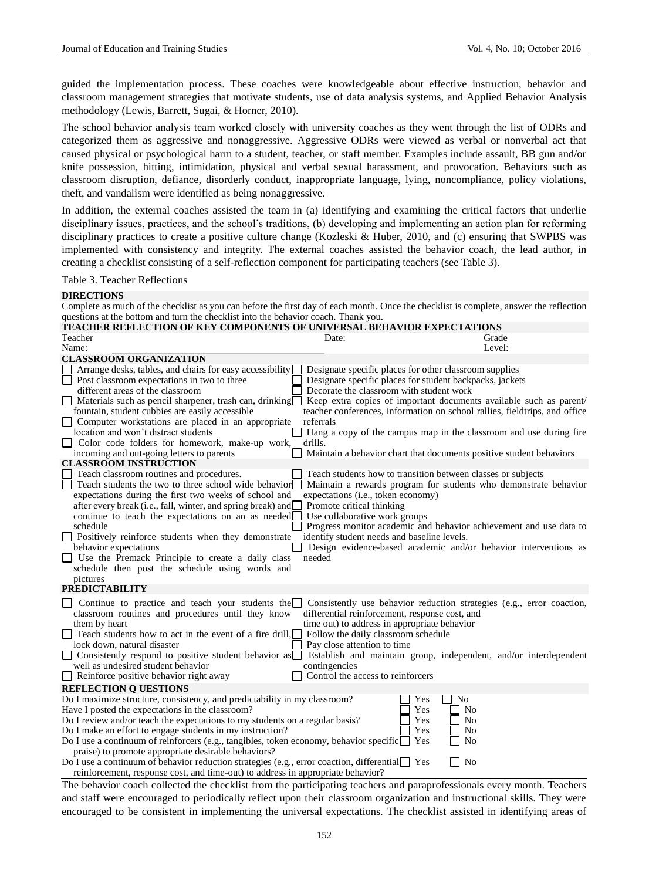guided the implementation process. These coaches were knowledgeable about effective instruction, behavior and classroom management strategies that motivate students, use of data analysis systems, and Applied Behavior Analysis methodology (Lewis, Barrett, Sugai, & Horner, 2010).

The school behavior analysis team worked closely with university coaches as they went through the list of ODRs and categorized them as aggressive and nonaggressive. Aggressive ODRs were viewed as verbal or nonverbal act that caused physical or psychological harm to a student, teacher, or staff member. Examples include assault, BB gun and/or knife possession, hitting, intimidation, physical and verbal sexual harassment, and provocation. Behaviors such as classroom disruption, defiance, disorderly conduct, inappropriate language, lying, noncompliance, policy violations, theft, and vandalism were identified as being nonaggressive.

In addition, the external coaches assisted the team in (a) identifying and examining the critical factors that underlie disciplinary issues, practices, and the school's traditions, (b) developing and implementing an action plan for reforming disciplinary practices to create a positive culture change (Kozleski & Huber, 2010, and (c) ensuring that SWPBS was implemented with consistency and integrity. The external coaches assisted the behavior coach, the lead author, in creating a checklist consisting of a self-reflection component for participating teachers (see Table 3).

Table 3. Teacher Reflections

**DIRECTIONS**

Complete as much of the checklist as you can before the first day of each month. Once the checklist is complete, answer the reflection questions at the bottom and turn the checklist into the behavior coach. Thank you.

**TEACHER REFLECTION OF KEY COMPONENTS OF UNIVERSAL BEHAVIOR EXPECTATIONS**

| Teacher Name: | Date: | Grade Level: |
|---|---|---|

**CLASSROOM ORGANIZATION**

- ☐ Arrange desks, tables, and chairs for easy accessibility
- ☐ Post classroom expectations in two to three different areas of the classroom
- ☐ Materials such as pencil sharpener, trash can, drinking fountain, student cubbies are easily accessible
- ☐ Computer workstations are placed in an appropriate location and won't distract students
- ☐ Color code folders for homework, make-up work, incoming and out-going letters to parents
- ☐ Designate specific places for other classroom supplies
- ☐ Designate specific places for student backpacks, jackets
- ☐ Decorate the classroom with student work
- ☐ Keep extra copies of important documents available such as parent/ teacher conferences, information on school rallies, fieldtrips, and office referrals
- ☐ Hang a copy of the campus map in the classroom and use during fire drills.
- ☐ Maintain a behavior chart that documents positive student behaviors

**CLASSROOM INSTRUCTION**

- ☐ Teach classroom routines and procedures.
- ☐ Teach students the two to three school wide behavior expectations during the first two weeks of school and after every break (i.e., fall, winter, and spring break) and continue to teach the expectations on an as needed schedule
- ☐ Positively reinforce students when they demonstrate behavior expectations
- ☐ Use the Premack Principle to create a daily class schedule then post the schedule using words and pictures
- ☐ Teach students how to transition between classes or subjects
- ☐ Maintain a rewards program for students who demonstrate behavior expectations (i.e., token economy)
- ☐ Promote critical thinking
- ☐ Use collaborative work groups
- ☐ Progress monitor academic and behavior achievement and use data to identify student needs and baseline levels.
- ☐ Design evidence-based academic and/or behavior interventions as needed

**PREDICTABILITY**

- ☐ Continue to practice and teach your students the classroom routines and procedures until they know them by heart
- ☐ Teach students how to act in the event of a fire drill, lock down, natural disaster
- ☐ Consistently respond to positive student behavior as well as undesired student behavior
- ☐ Reinforce positive behavior right away
- ☐ Consistently use behavior reduction strategies (e.g., error coaction, differential reinforcement, response cost, and time out) to address in appropriate behavior
- ☐ Follow the daily classroom schedule
- ☐ Pay close attention to time
- ☐ Establish and maintain group, independent, and/or interdependent contingencies
- ☐ Control the access to reinforcers

**REFLECTION Q UESTIONS**

| Question | Yes | No |
|---|---|---|
| Do I maximize structure, consistency, and predictability in my classroom? | ☐ Yes | ☐ No |
| Have I posted the expectations in the classroom? | ☐ Yes | ☐ No |
| Do I review and/or teach the expectations to my students on a regular basis? | ☐ Yes | ☐ No |
| Do I make an effort to engage students in my instruction? | ☐ Yes | ☐ No |
| Do I use a continuum of reinforcers (e.g., tangibles, token economy, behavior specific praise) to promote appropriate desirable behaviors? | ☐ Yes | ☐ No |
| Do I use a continuum of behavior reduction strategies (e.g., error coaction, differential reinforcement, response cost, and time-out) to address in appropriate behavior? | ☐ Yes | ☐ No |

The behavior coach collected the checklist from the participating teachers and paraprofessionals every month. Teachers and staff were encouraged to periodically reflect upon their classroom organization and instructional skills. They were encouraged to be consistent in implementing the universal expectations. The checklist assisted in identifying areas of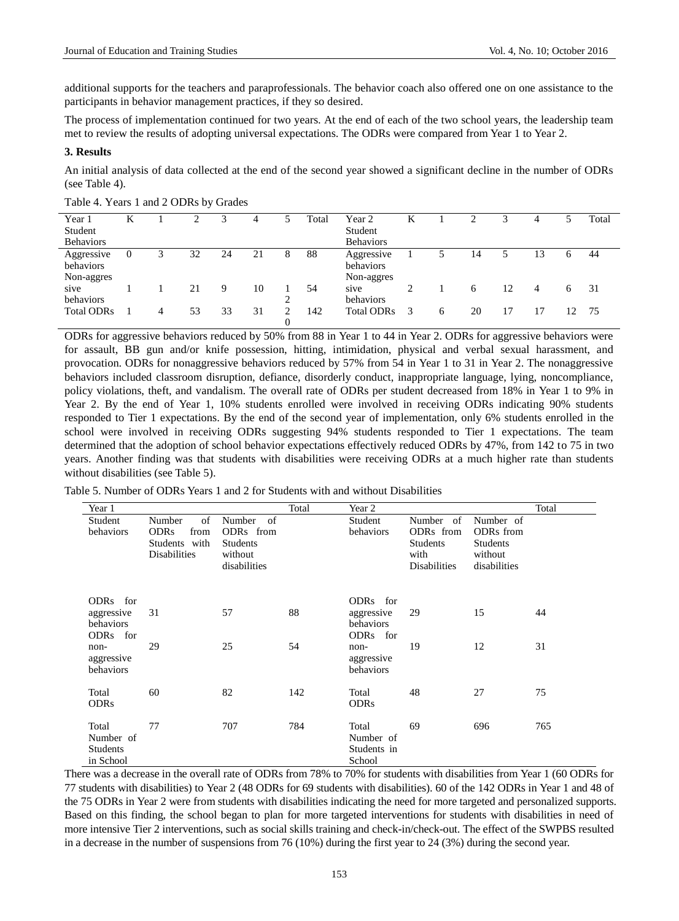additional supports for the teachers and paraprofessionals. The behavior coach also offered one on one assistance to the participants in behavior management practices, if they so desired.

The process of implementation continued for two years. At the end of each of the two school years, the leadership team met to review the results of adopting universal expectations. The ODRs were compared from Year 1 to Year 2.

### 3. Results

An initial analysis of data collected at the end of the second year showed a significant decline in the number of ODRs (see Table 4).

Table 4. Years 1 and 2 ODRs by Grades

| Year 1 Student Behaviors | K | 1 | 2 | 3 | 4 | 5 | Total | Year 2 Student Behaviors | K | 1 | 2 | 3 | 4 | 5 | Total |
|---|---|---|---|---|---|---|---|---|---|---|---|---|---|---|---|
| Aggressive behaviors | 0 | 3 | 32 | 24 | 21 | 8 | 88 | Aggressive behaviors | 1 | 5 | 14 | 5 | 13 | 6 | 44 |
| Non-aggressive behaviors | 1 | 1 | 21 | 9 | 10 | 12 | 54 | Non-aggressive behaviors | 2 | 1 | 6 | 12 | 4 | 6 | 31 |
| Total ODRs | 1 | 4 | 53 | 33 | 31 | 20 | 142 | Total ODRs | 3 | 6 | 20 | 17 | 17 | 12 | 75 |

ODRs for aggressive behaviors reduced by 50% from 88 in Year 1 to 44 in Year 2. ODRs for aggressive behaviors were for assault, BB gun and/or knife possession, hitting, intimidation, physical and verbal sexual harassment, and provocation. ODRs for nonaggressive behaviors reduced by 57% from 54 in Year 1 to 31 in Year 2. The nonaggressive behaviors included classroom disruption, defiance, disorderly conduct, inappropriate language, lying, noncompliance, policy violations, theft, and vandalism. The overall rate of ODRs per student decreased from 18% in Year 1 to 9% in Year 2. By the end of Year 1, 10% students enrolled were involved in receiving ODRs indicating 90% students responded to Tier 1 expectations. By the end of the second year of implementation, only 6% students enrolled in the school were involved in receiving ODRs suggesting 94% students responded to Tier 1 expectations. The team determined that the adoption of school behavior expectations effectively reduced ODRs by 47%, from 142 to 75 in two years. Another finding was that students with disabilities were receiving ODRs at a much higher rate than students without disabilities (see Table 5).

Table 5. Number of ODRs Years 1 and 2 for Students with and without Disabilities

| Year 1 Student behaviors | Number of ODRs from Students with Disabilities | Number of ODRs from Students without disabilities | Total | Year 2 Student behaviors | Number of ODRs from Students with Disabilities | Number of ODRs from Students without disabilities | Total |
|---|---|---|---|---|---|---|---|
| ODRs for aggressive behaviors | 31 | 57 | 88 | ODRs for aggressive behaviors | 29 | 15 | 44 |
| ODRs for non-aggressive behaviors | 29 | 25 | 54 | ODRs for non-aggressive behaviors | 19 | 12 | 31 |
| Total ODRs | 60 | 82 | 142 | Total ODRs | 48 | 27 | 75 |
| Total Number of Students in School | 77 | 707 | 784 | Total Number of Students in School | 69 | 696 | 765 |

There was a decrease in the overall rate of ODRs from 78% to 70% for students with disabilities from Year 1 (60 ODRs for 77 students with disabilities) to Year 2 (48 ODRs for 69 students with disabilities). 60 of the 142 ODRs in Year 1 and 48 of the 75 ODRs in Year 2 were from students with disabilities indicating the need for more targeted and personalized supports. Based on this finding, the school began to plan for more targeted interventions for students with disabilities in need of more intensive Tier 2 interventions, such as social skills training and check-in/check-out. The effect of the SWPBS resulted in a decrease in the number of suspensions from 76 (10%) during the first year to 24 (3%) during the second year.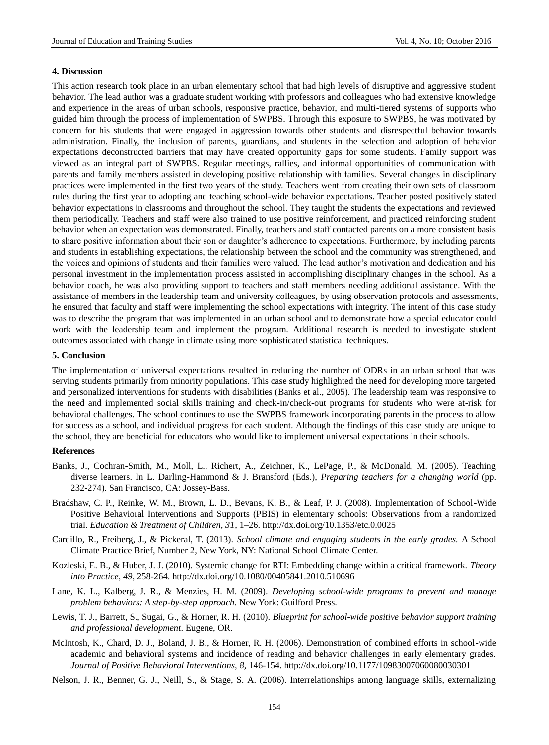### 4. Discussion

This action research took place in an urban elementary school that had high levels of disruptive and aggressive student behavior. The lead author was a graduate student working with professors and colleagues who had extensive knowledge and experience in the areas of urban schools, responsive practice, behavior, and multi-tiered systems of supports who guided him through the process of implementation of SWPBS. Through this exposure to SWPBS, he was motivated by concern for his students that were engaged in aggression towards other students and disrespectful behavior towards administration. Finally, the inclusion of parents, guardians, and students in the selection and adoption of behavior expectations deconstructed barriers that may have created opportunity gaps for some students. Family support was viewed as an integral part of SWPBS. Regular meetings, rallies, and informal opportunities of communication with parents and family members assisted in developing positive relationship with families. Several changes in disciplinary practices were implemented in the first two years of the study. Teachers went from creating their own sets of classroom rules during the first year to adopting and teaching school-wide behavior expectations. Teacher posted positively stated behavior expectations in classrooms and throughout the school. They taught the students the expectations and reviewed them periodically. Teachers and staff were also trained to use positive reinforcement, and practiced reinforcing student behavior when an expectation was demonstrated. Finally, teachers and staff contacted parents on a more consistent basis to share positive information about their son or daughter's adherence to expectations. Furthermore, by including parents and students in establishing expectations, the relationship between the school and the community was strengthened, and the voices and opinions of students and their families were valued. The lead author's motivation and dedication and his personal investment in the implementation process assisted in accomplishing disciplinary changes in the school. As a behavior coach, he was also providing support to teachers and staff members needing additional assistance. With the assistance of members in the leadership team and university colleagues, by using observation protocols and assessments, he ensured that faculty and staff were implementing the school expectations with integrity. The intent of this case study was to describe the program that was implemented in an urban school and to demonstrate how a special educator could work with the leadership team and implement the program. Additional research is needed to investigate student outcomes associated with change in climate using more sophisticated statistical techniques.

### 5. Conclusion

The implementation of universal expectations resulted in reducing the number of ODRs in an urban school that was serving students primarily from minority populations. This case study highlighted the need for developing more targeted and personalized interventions for students with disabilities (Banks et al., 2005). The leadership team was responsive to the need and implemented social skills training and check-in/check-out programs for students who were at-risk for behavioral challenges. The school continues to use the SWPBS framework incorporating parents in the process to allow for success as a school, and individual progress for each student. Although the findings of this case study are unique to the school, they are beneficial for educators who would like to implement universal expectations in their schools.

### References

Banks, J., Cochran-Smith, M., Moll, L., Richert, A., Zeichner, K., LePage, P., & McDonald, M. (2005). Teaching diverse learners. In L. Darling-Hammond & J. Bransford (Eds.), *Preparing teachers for a changing world* (pp. 232-274). San Francisco, CA: Jossey-Bass.

Bradshaw, C. P., Reinke, W. M., Brown, L. D., Bevans, K. B., & Leaf, P. J. (2008). Implementation of School-Wide Positive Behavioral Interventions and Supports (PBIS) in elementary schools: Observations from a randomized trial. *Education & Treatment of Children, 31*, 1–26. http://dx.doi.org/10.1353/etc.0.0025

Cardillo, R., Freiberg, J., & Pickeral, T. (2013). *School climate and engaging students in the early grades.* A School Climate Practice Brief, Number 2, New York, NY: National School Climate Center.

Kozleski, E. B., & Huber, J. J. (2010). Systemic change for RTI: Embedding change within a critical framework. *Theory into Practice, 49*, 258-264. http://dx.doi.org/10.1080/00405841.2010.510696

Lane, K. L., Kalberg, J. R., & Menzies, H. M. (2009). *Developing school-wide programs to prevent and manage problem behaviors: A step-by-step approach*. New York: Guilford Press.

Lewis, T. J., Barrett, S., Sugai, G., & Horner, R. H. (2010). *Blueprint for school-wide positive behavior support training and professional development*. Eugene, OR.

McIntosh, K., Chard, D. J., Boland, J. B., & Horner, R. H. (2006). Demonstration of combined efforts in school-wide academic and behavioral systems and incidence of reading and behavior challenges in early elementary grades. *Journal of Positive Behavioral Interventions, 8,* 146-154. http://dx.doi.org/10.1177/10983007060080030301

Nelson, J. R., Benner, G. J., Neill, S., & Stage, S. A. (2006). Interrelationships among language skills, externalizing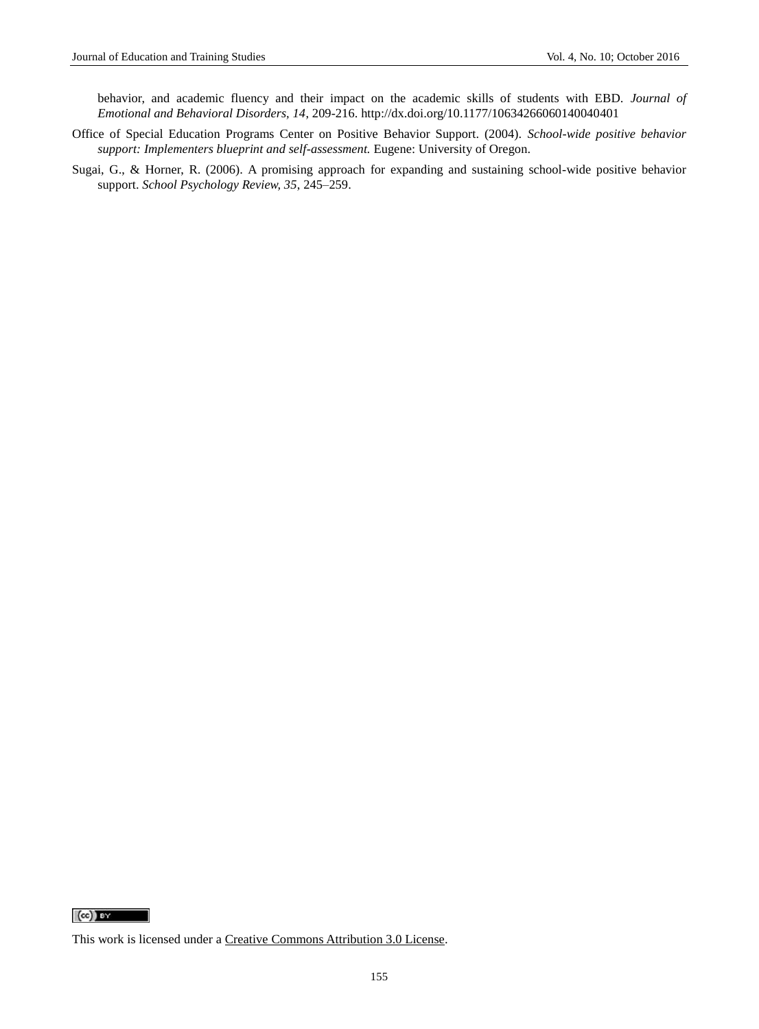behavior, and academic fluency and their impact on the academic skills of students with EBD. *Journal of Emotional and Behavioral Disorders, 14*, 209-216. http://dx.doi.org/10.1177/10634266060140040401

Office of Special Education Programs Center on Positive Behavior Support. (2004). *School-wide positive behavior support: Implementers blueprint and self-assessment.* Eugene: University of Oregon.

Sugai, G., & Horner, R. (2006). A promising approach for expanding and sustaining school-wide positive behavior support. *School Psychology Review, 35*, 245–259.

This work is licensed under a Creative Commons Attribution 3.0 License.